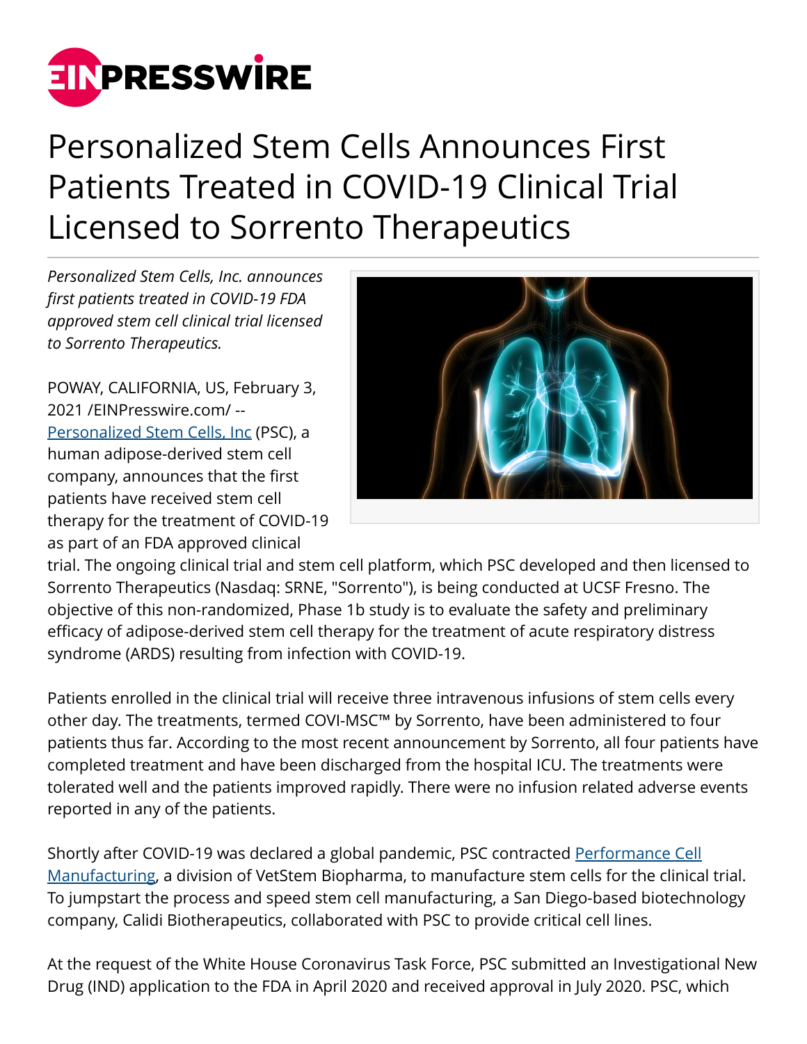# Personalized Stem Cells Announces First Patients Treated in COVID-19 Clinical Trial Licensed to Sorrento Therapeutics

*Personalized Stem Cells, Inc. announces first patients treated in COVID-19 FDA approved stem cell clinical trial licensed to Sorrento Therapeutics.*

POWAY, CALIFORNIA, US, February 3, 2021 /EINPresswire.com/ -- Personalized Stem Cells, Inc (PSC), a human adipose-derived stem cell company, announces that the first patients have received stem cell therapy for the treatment of COVID-19 as part of an FDA approved clinical trial. The ongoing clinical trial and stem cell platform, which PSC developed and then licensed to Sorrento Therapeutics (Nasdaq: SRNE, "Sorrento"), is being conducted at UCSF Fresno. The objective of this non-randomized, Phase 1b study is to evaluate the safety and preliminary efficacy of adipose-derived stem cell therapy for the treatment of acute respiratory distress syndrome (ARDS) resulting from infection with COVID-19.

Patients enrolled in the clinical trial will receive three intravenous infusions of stem cells every other day. The treatments, termed COVI-MSC™ by Sorrento, have been administered to four patients thus far. According to the most recent announcement by Sorrento, all four patients have completed treatment and have been discharged from the hospital ICU. The treatments were tolerated well and the patients improved rapidly. There were no infusion related adverse events reported in any of the patients.

Shortly after COVID-19 was declared a global pandemic, PSC contracted Performance Cell Manufacturing, a division of VetStem Biopharma, to manufacture stem cells for the clinical trial. To jumpstart the process and speed stem cell manufacturing, a San Diego-based biotechnology company, Calidi Biotherapeutics, collaborated with PSC to provide critical cell lines.

At the request of the White House Coronavirus Task Force, PSC submitted an Investigational New Drug (IND) application to the FDA in April 2020 and received approval in July 2020. PSC, which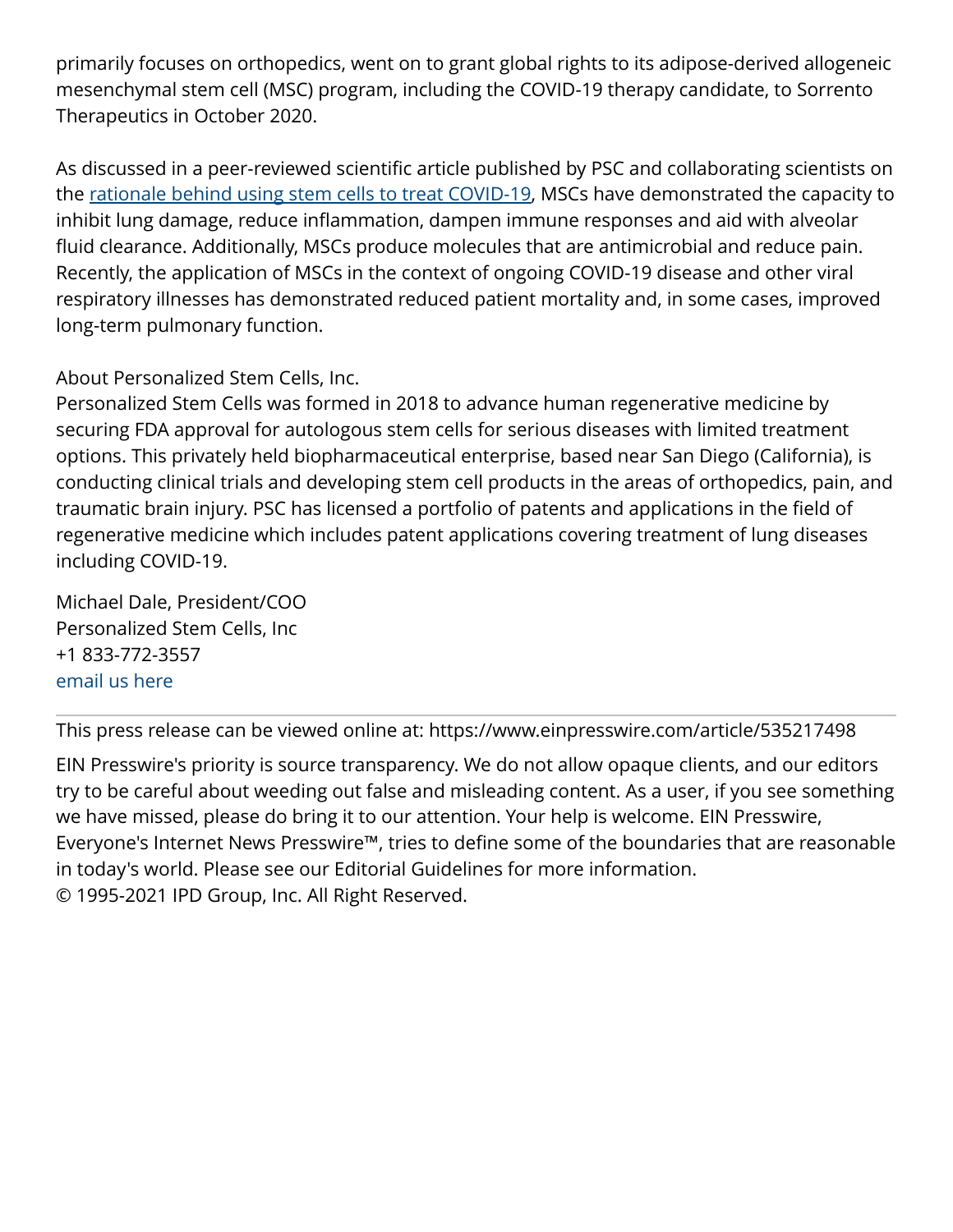primarily focuses on orthopedics, went on to grant global rights to its adipose-derived allogeneic mesenchymal stem cell (MSC) program, including the COVID-19 therapy candidate, to Sorrento Therapeutics in October 2020.

As discussed in a peer-reviewed scientific article published by PSC and collaborating scientists on the rationale behind using stem cells to treat COVID-19, MSCs have demonstrated the capacity to inhibit lung damage, reduce inflammation, dampen immune responses and aid with alveolar fluid clearance. Additionally, MSCs produce molecules that are antimicrobial and reduce pain. Recently, the application of MSCs in the context of ongoing COVID-19 disease and other viral respiratory illnesses has demonstrated reduced patient mortality and, in some cases, improved long-term pulmonary function.

About Personalized Stem Cells, Inc.
Personalized Stem Cells was formed in 2018 to advance human regenerative medicine by securing FDA approval for autologous stem cells for serious diseases with limited treatment options. This privately held biopharmaceutical enterprise, based near San Diego (California), is conducting clinical trials and developing stem cell products in the areas of orthopedics, pain, and traumatic brain injury. PSC has licensed a portfolio of patents and applications in the field of regenerative medicine which includes patent applications covering treatment of lung diseases including COVID-19.

Michael Dale, President/COO
Personalized Stem Cells, Inc
+1 833-772-3557
email us here

---

This press release can be viewed online at: https://www.einpresswire.com/article/535217498

EIN Presswire's priority is source transparency. We do not allow opaque clients, and our editors try to be careful about weeding out false and misleading content. As a user, if you see something we have missed, please do bring it to our attention. Your help is welcome. EIN Presswire, Everyone's Internet News Presswire™, tries to define some of the boundaries that are reasonable in today's world. Please see our Editorial Guidelines for more information.
© 1995-2021 IPD Group, Inc. All Right Reserved.